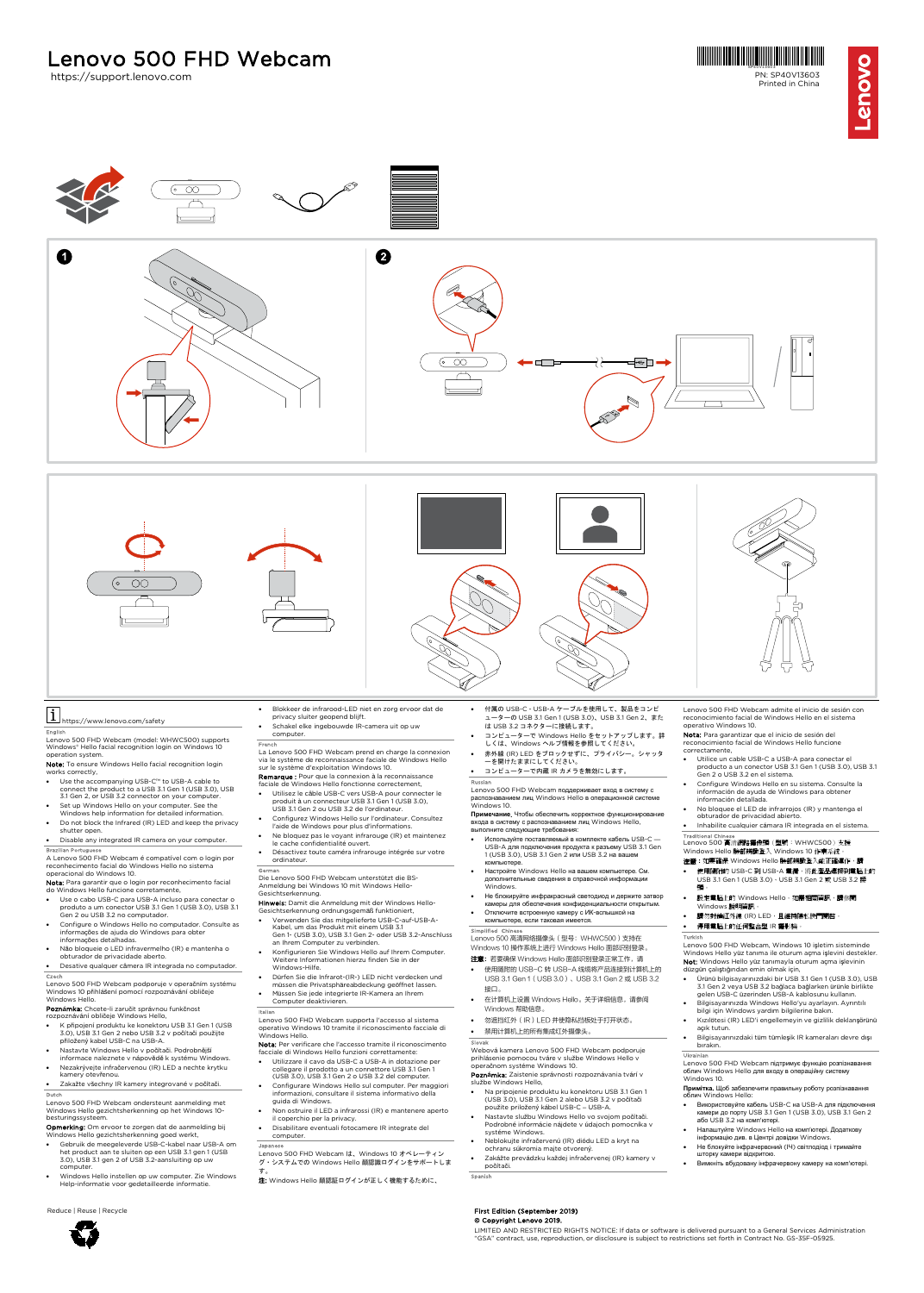# Lenovo 500 FHD Webcam

https://support.lenovo.com

PN: SP40V13603
Printed in China

Lenovo

1

2

https://www.lenovo.com/safety

English

Lenovo 500 FHD Webcam (model: WHWC500) supports Windows® Hello facial recognition login on Windows 10 operation system.

**Note:** To ensure Windows Hello facial recognition login works correctly,

- Use the accompanying USB-C™ to USB-A cable to connect the product to a USB 3.1 Gen 1 (USB 3.0), USB 3.1 Gen 2, or USB 3.2 connector on your computer.
- Set up Windows Hello on your computer. See the Windows help information for detailed information.
- Do not block the Infrared (IR) LED and keep the privacy shutter open.
- Disable any integrated IR camera on your computer.

Brazilian Portuguese

A Lenovo 500 FHD Webcam é compatível com o login por reconhecimento facial do Windows Hello no sistema operacional do Windows 10.

**Nota:** Para garantir que o login por reconhecimento facial do Windows Hello funcione corretamente,

- Use o cabo USB-C para USB-A incluso para conectar o produto a um conector USB 3.1 Gen 1 (USB 3.0), USB 3.1 Gen 2 ou USB 3.2 no computador.
- Configure o Windows Hello no computador. Consulte as informações de ajuda do Windows para obter informações detalhadas.
- Não bloqueie o LED infravermelho (IR) e mantenha o obturador de privacidade aberto.
- Desative qualquer câmera IR integrada no computador.

Czech

Lenovo 500 FHD Webcam podporuje v operačním systému Windows 10 přihlášení pomocí rozpoznávání obličeje Windows Hello.

**Poznámka:** Chcete-li zaručit správnou funkčnost rozpoznávání obličeje Windows Hello,

- K připojení produktu ke konektoru USB 3.1 Gen 1 (USB 3.0), USB 3.1 Gen 2 nebo USB 3.2 v počítači použijte přiložený kabel USB-C na USB-A.
- Nastavte Windows Hello v počítači. Podrobnější informace naleznete v nápovědě k systému Windows.
- Nezakrývejte infračervenou (IR) LED a nechte krytku kamery otevřenou.
- Zakažte všechny IR kamery integrované v počítači.

Dutch

Lenovo 500 FHD Webcam ondersteunt aanmelding met Windows Hello gezichtsherkenning op het Windows 10-besturingssysteem.

**Opmerking:** Om ervoor te zorgen dat de aanmelding bij Windows Hello gezichtsherkenning goed werkt,

- Gebruik de meegeleverde USB-C-kabel naar USB-A om het product aan te sluiten op een USB 3.1 gen 1 (USB 3.0), USB 3.1 gen 2 of USB 3.2-aansluiting op uw computer.
- Windows Hello instellen op uw computer. Zie Windows Help-informatie voor gedetailleerde informatie.
- Blokkeer de infrarood-LED niet en zorg ervoor dat de privacy sluiter geopend blijft.
- Schakel elke ingebouwde IR-camera uit op uw computer.

French

La Lenovo 500 FHD Webcam prend en charge la connexion via le système de reconnaissance faciale de Windows Hello sur le système d'exploitation Windows 10.

**Remarque :** Pour que la connexion à la reconnaissance faciale de Windows Hello fonctionne correctement,

- Utilisez le câble USB-C vers USB-A pour connecter le produit à un connecteur USB 3.1 Gen 1 (USB 3.0), USB 3.1 Gen 2 ou USB 3.2 de l'ordinateur.
- Configurez Windows Hello sur l'ordinateur. Consultez l'aide de Windows pour plus d'informations.
- Ne bloquez pas le voyant infrarouge (IR) et maintenez le cache confidentialité ouvert.
- Désactivez toute caméra infrarouge intégrée sur votre ordinateur.

German

Die Lenovo 500 FHD Webcam unterstützt die BS-Anmeldung bei Windows 10 mit Windows Hello-Gesichtserkennung.

**Hinweis:** Damit die Anmeldung mit der Windows Hello-Gesichtserkennung ordnungsgemäß funktioniert,

- Verwenden Sie das mitgelieferte USB-C-auf-USB-A-Kabel, um das Produkt mit einem USB 3.1 Gen 1- (USB 3.0), USB 3.1 Gen 2- oder USB 3.2-Anschluss an Ihrem Computer zu verbinden.
- Konfigurieren Sie Windows Hello auf Ihrem Computer. Weitere Informationen hierzu finden Sie in der Windows-Hilfe.
- Dürfen Sie die Infrarot-(IR-) LED nicht verdecken und müssen die Privatsphäreabdeckung geöffnet lassen.
- Müssen Sie jede integrierte IR-Kamera an Ihrem Computer deaktivieren.

Italian

Lenovo 500 FHD Webcam supporta l'accesso al sistema operativo Windows 10 tramite il riconoscimento facciale di Windows Hello.

**Nota:** Per verificare che l'accesso tramite il riconoscimento facciale di Windows Hello funzioni correttamente:

- Utilizzare il cavo da USB-C a USB-A in dotazione per collegare il prodotto a un connettore USB 3.1 Gen 1 (USB 3.0), USB 3.1 Gen 2 o USB 3.2 del computer.
- Configurare Windows Hello sul computer. Per maggiori informazioni, consultare il sistema informativo della guida di Windows.
- Non ostruire il LED a infrarossi (IR) e mantenere aperto il coperchio per la privacy.
- Disabilitare eventuali fotocamere IR integrate del computer.

Japanese

Lenovo 500 FHD Webcam は、Windows 10 オペレーティング・システムで Windows Hello 顔認証ログインをサポートします。

注: Windows Hello 顔認証ログインが正しく機能するために、

- 付属の USB-C - USB-A ケーブルを使用して、製品をコンピューターの USB 3.1 Gen 1 (USB 3.0)、USB 3.1 Gen 2、または USB 3.2 コネクターに接続します。
- コンピューターで Windows Hello をセットアップします。詳しくは、Windows ヘルプ情報を参照してください。
- 赤外線 (IR) LED をブロックせずに、プライバシー・シャッターを開けたままにしてください。
- コンピューターで内蔵 IR カメラを無効にします。

Russian

Lenovo 500 FHD Webcam поддерживает вход в систему с распознаванием лиц Windows Hello в операционной системе Windows 10.

**Примечание.** Чтобы обеспечить корректное функционирование входа в систему с распознаванием лиц Windows Hello, выполните следующие требования:

- Используйте поставляемый в комплекте кабель USB-C — USB-A для подключения продукта к разъему USB 3.1 Gen 1 (USB 3.0), USB 3.1 Gen 2 или USB 3.2 на вашем компьютере.
- Настройте Windows Hello на вашем компьютере. См. дополнительные сведения в справочной информации Windows.
- Не блокируйте инфракрасный светодиод и держите затвор камеры для обеспечения конфиденциальности открытым.
- Отключите встроенную камеру с ИК-вспышкой на компьютере, если такая имеется.

Simplified Chinese

Lenovo 500 高清网络摄像头（型号：WHWC500）支持在 Windows 10 操作系统上进行 Windows Hello 面部识别登录。

注意：若要确保 Windows Hello 面部识别登录正常工作，请

- 使用随附的 USB-C 转 USB-A 线缆将产品连接到计算机上的 USB 3.1 Gen 1（USB 3.0）、USB 3.1 Gen 2 或 USB 3.2 接口。
- 在计算机上设置 Windows Hello。关于详细信息，请参阅 Windows 帮助信息。
- 勿遮挡红外（IR）LED 并使隐私挡板处于打开状态。
- 禁用计算机上的所有集成红外摄像头。

Slovak

Webová kamera Lenovo 500 FHD Webcam podporuje prihlásenie pomocou tváre v službe Windows Hello v operačnom systéme Windows 10.

**Poznámka:** Zaistenie správnosti rozpoznávania tvári v službe Windows Hello,

- Na pripojenie produktu ku konektoru USB 3.1 Gen 1 (USB 3.0), USB 3.1 Gen 2 alebo USB 3.2 v počítači použite priložený kábel USB-C – USB-A.
- Nastavte službu Windows Hello vo svojom počítači. Podrobné informácie nájdete v údajoch pomocníka v systéme Windows.
- Neblokujte infračervenú (IR) diódu LED a kryt na ochranu súkromia majte otvorený.
- Zakážte prevádzku každej infračervenej (IR) kamery v počítači.

Spanish

Lenovo 500 FHD Webcam admite el inicio de sesión con reconocimiento facial de Windows Hello en el sistema operativo Windows 10.

**Nota:** Para garantizar que el inicio de sesión del reconocimiento facial de Windows Hello funcione correctamente,

- Utilice un cable USB-C a USB-A para conectar el producto a un conector USB 3.1 Gen 1 (USB 3.0), USB 3.1 Gen 2 o USB 3.2 en el sistema.
- Configure Windows Hello en su sistema. Consulte la información de ayuda de Windows para obtener información detallada.
- No bloquee el LED de infrarrojos (IR) y mantenga el obturador de privacidad abierto.
- Inhabilite cualquier cámara IR integrada en el sistema.

Traditional Chinese

Lenovo 500 高清網路攝影機（型號：WHWC500）支援 Windows Hello 臉部辨識登入 Windows 10 作業系統。

注意：如果確保 Windows Hello 臉部辨識登入能正確運作，請

- 使用隨附的 USB-C 到 USB-A 纜線，將此產品連接到電腦上的 USB 3.1 Gen 1 (USB 3.0)、USB 3.1 Gen 2 或 USB 3.2 接頭。
- 設定電腦上的 Windows Hello。如需相關資訊，請參閱 Windows 說明資訊。
- 請勿封鎖紅外線 (IR) LED，且維持隱私快門開啟。
- 停用電腦上的任何整合型 IR 攝影機。

Turkish

Lenovo 500 FHD Webcam, Windows 10 işletim sisteminde Windows Hello yüz tanıma ile oturum açma işlevini destekler.

**Not:** Windows Hello yüz tanımayla oturum açma işlevinin düzgün çalıştığından emin olmak için,

- Ürünü bilgisayarınızdaki bir USB 3.1 Gen 1 (USB 3.0), USB 3.1 Gen 2 veya USB 3.2 bağlaca bağlarken ürünle birlikte gelen USB-C üzerinden USB-A kablosunu kullanın.
- Bilgisayarınızda Windows Hello'yu ayarlayın. Ayrıntılı bilgi için Windows yardım bilgilerine bakın.
- Kızılötesi (IR) LED'i engellemeyin ve gizlilik deklanşörünü açık tutun.
- Bilgisayarınızdaki tüm tümleşik IR kameraları devre dışı bırakın.

Ukrainian

Lenovo 500 FHD Webcam підтримує функцію розпізнавання облич Windows Hello для входу в операційну систему Windows 10.

**Примітка.** Щоб забезпечити правильну роботу розпізнавання облич Windows Hello:

- Використовуйте кабель USB-C на USB-A для підключення камери до порту USB 3.1 Gen 1 (USB 3.0), USB 3.1 Gen 2 або USB 3.2 на комп'ютері.
- Налаштуйте Windows Hello на комп'ютері. Додаткову інформацію див. в Центрі довідки Windows.
- Не блокуйте інфрачервоний (ІЧ) світлодіод і тримайте шторку камери відкритою.
- Вимкніть вбудовану інфрачервону камеру на комп'ютері.

Reduce | Reuse | Recycle

**First Edition (September 2019)**

**© Copyright Lenovo 2019.**

LIMITED AND RESTRICTED RIGHTS NOTICE: If data or software is delivered pursuant to a General Services Administration "GSA" contract, use, reproduction, or disclosure is subject to restrictions set forth in Contract No. GS-35F-05925.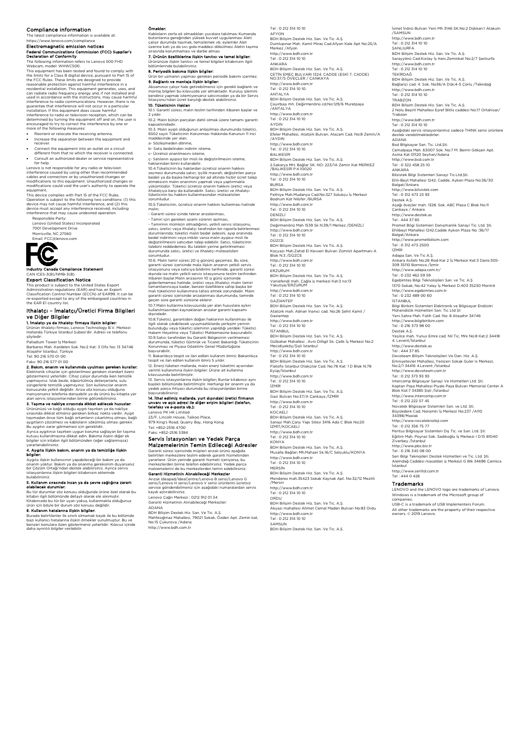## Compliance information

The latest compliance information is available at: https://www.lenovo.com/compliance

### Electromagnetic emission notices

**Federal Communications Commission (FCC) Supplier's Declaration of Conformity**

The following information refers to Lenovo 500 FHD Webcam, model: WHWC500.

This equipment has been tested and found to comply with the limits for a Class B digital device, pursuant to Part 15 of the FCC Rules. These limits are designed to provide reasonable protection against harmful interference in a residential installation. This equipment generates, uses, and can radiate radio frequency energy and, if not installed and used in accordance with the instructions, may cause harmful interference to radio communications. However, there is no guarantee that interference will not occur in a particular installation. If this equipment does cause harmful interference to radio or television reception, which can be determined by turning the equipment off and on, the user is encouraged to try to correct the interference by one or more of the following measures:

- Reorient or relocate the receiving antenna.
- Increase the separation between the equipment and receiver.
- Connect the equipment into an outlet on a circuit different from that to which the receiver is connected.
- Consult an authorized dealer or service representative for help.

Lenovo is not responsible for any radio or television interference caused by using other than recommended cables and connectors or by unauthorized changes or modifications to this equipment. Unauthorized changes or modifications could void the user's authority to operate the equipment.

This device complies with Part 15 of the FCC Rules. Operation is subject to the following two conditions: (1) this device may not cause harmful interference, and (2) this device must accept any interference received, including interference that may cause undesired operation.

Responsible Party:
Lenovo (United States) Incorporated
7001 Development Drive
Morrisville, NC 27560
Email: FCC@lenovo.com

**Industry Canada Compliance Statement**

CAN ICES-3(B)/NMB-3(B)

### Export Classification Notice

This product is subject to the United States Export Administration regulations (EAR) and has an Export Classification Control Number (ECCN) of EAR99. It can be re-exported except to any of the embargoed countries in the EAR E1 country list.

## İthalatçı – İmalatçı/Üretici Firma Bilgileri ve Diğer Bilgiler

**1. İmalatçı ya da ithalatçı firmaya ilişkin bilgiler:**

Ürünün ithalatçı firması, Lenovo Technology B.V. Merkezi Hollanda Türkiye İstanbul Şubesi'dir. Adresi ve telefonu şöyledir:

Palladium Tower İş Merkezi
Barbaros Mah. Kardelen Sok. No:2 Kat: 3 Ofis No: 13 34746
Ataşehir İstanbul, Türkiye
Tel: 90 216 570 01 00
Faks: 90 216 577 01 00

**2. Bakım, onarım ve kullanımda uyulması gereken kurallar:**

Elektronik cihazlar için gösterilmesi gereken standart özeni göstermeniz yeterlidir. Cihaz çalışır durumda iken temizlik yapmayınız. Islak bezle, köpürtülmüş deterjanlarla, sulu süngerlerle temizlik yapmayınız. Son kullanıcılar onarım konusunda yetkili değildir. Arıza söz konusu olduğunda inanıyorsanız telefonla danışabilir ya da ürünü bu kitapta yer alan servis istasyonlarından birine götürebilirsiniz.

**3. Taşıma ve nakliye sırasında dikkat edilecek hususlar:**

Ürününüzü ve bağlı olduğu aygıtı taşırken ya da nakliye sırasında dikkat etmeniz gereken birkaç nokta vardır. Aygıtı taşımadan önce tüm bağlı ortamların çıkartılmış olması, bağlı aygıtların çözülmesi ve kabloların sökülmüş olması gerekir. Bu aygıtın zarar görmemesi için gereklidir.

Ayrıca aygıtınızı taşırken uygun koruma sağlayan bir taşıma kutusu kullanılmasına dikkat edin. Bakıma ilişkin diğer ek bilgiler için kitabın ilgili bölümünden (eğer sağlanmışsa) yararlanabilirsiniz.

**4. Aygıta ilişkin bakım, onarım ya da temizliğe ilişkin bilgiler:**

Aygıta ilişkin kullanıcının yapabileceği bir bakım ya da onarım yoktur. Bakım ya da onarıma gereksinim duyarsanız bir Çözüm Ortağı'ndan destek alabilirsiniz. Ayrıca servis istasyonlarına ilişkin bilgileri kitabınızın eklerinde bulabilirsiniz.

**5. Kullanım sırasında insan ya da çevre sağlığına zararlı olabilecek durumlar:**

Bu tür durumlar söz konusu olduğunda ürüne özel olarak bu kitabın ilgili bölümünde detaylı olarak ele alınmıştır. Kitabınızda bu tür bir uyarı yoksa, kullanmakta olduğunuz ürün için böyle bir durum söz konusu değildir.

**6. Kullanım hatalarına ilişkin bilgiler:**

Burada belirtilenler ile sınırlı olmamak kaydı ile bu bölümde bazı kullanıcı hatalarına ilişkin örnekler sunulmuştur. Bu ve benzeri konulara özen göstermeniz yeterlidir. Kılavuz içinde daha ayrıntılı bilgiler verilebilir.

**Örnekler:**

Kabloların zorla ait olmadıkları yuvalara takılması Kumanda butonlarına gereğinden yüksek kuvvet uygulanması Aleti çalışır durumda taşımak, temizlemek vb. eylemler Alet üzerine katı ya da sıvı gıda maddesi dökülmesi Aletin taşıma sırasında korunmaması ve darbe alması

**7. Ürünün özelliklerine ilişkin tanıtıcı ve temel bilgiler:**

Ürününüze ilişkin tanıtıcı ve temel bilgileri kitabınızın ilgili bölümlerinde bulabilirsiniz.

**8. Periyodik bakıma ilişkin bilgiler:**

Ürün bir uzmanın yapması gereken periodik bakımı içermez.

**9. Bağlantı ve montaja ilişkin bilgiler:**

Aksamınızı çalışır hale getirebilmeniz için gerekli bağlantı ve montaj bilgileri bu kılavuzda yer almaktadır. Kuruluş işlemini kendiniz yapmak istemiyorsanız satıcınızdan ya da bir Servis İstasyonu'ndan ücret karşılığı destek alabilirsiniz.

**10. Tüketicinin Hakları**

10.1. Garanti süresi, malın teslim tarihinden itibaren başlar ve 2 yıldır.

10.2. Malın bütün parçaları dahil olmak üzere tamamı garanti kapsamındadır.

10.3. Malın ayıplı olduğunun anlaşılması durumunda tüketici, 6502 sayılı Tüketicinin Korunması Hakkında Kanunun 11 inci maddesinde yer alan;

a- Sözleşmeden dönme,
b- Satış bedelinden indirim isteme,
c- Ücretsiz onarılmasını isteme,
ç- Satılanın ayıpsız bir misli ile değiştirilmesini isteme,

haklarından birini kullanabilir.

10.4.Tüketicinin bu haklardan ücretsiz onarım hakkını seçmesi durumunda satıcı; işçilik masrafı, değiştirilen parça bedeli ya da başka herhangi bir ad altında hiçbir ücret talep etmeksizin malın onarımını yapmak veya yaptırmakla yükümlüdür. Tüketici ücretsiz onarım hakkını üretici veya ithalatçıya karşı da kullanabilir. Satıcı, üretici ve ithalatçı tüketicinin bu hakkını kullanmasından müteselsilen sorumludur.

10.5.Tüketicinin, ücretsiz onarım hakkını kullanması halinde malın;

- Garanti süresi içinde tekrar arızalanması,
- Tamiri için gereken azami sürenin aşılması,
- Tamirinin mümkün olmadığının, yetkili servis istasyonu, satıcı, üretici veya ithalatçı tarafından bir raporla belirlenmesi durumlarında; tüketici malın bedel iadesini, ayıp oranında bedel indirimini veya imkân varsa malın ayıpsız misli ile değiştirilmesini satıcıdan talep edebilir. Satıcı, tüketicinin talebini reddedemez. Bu talebin yerine getirilmemesi durumunda satıcı, üretici ve ithalatçı müteselsilen sorumludur.

10.6. Malın tamir süresi 20 iş gününü geçemez. Bu süre, garanti süresi içerisinde mala ilişkin arızanın yetkili servis istasyonuna veya satıcıya bildirimi tarihinde, garanti süresi dışında ise malın yetkili servis istasyonuna teslim tarihinden itibaren başlar.Malın arızasının 10 iş günü içerisinde giderilememesi halinde, üretici veya ithalatçı; malın tamiri tamamlanıncaya kadar, benzer özelliklere sahip başka bir malı tüketicinin kullanımına tahsis etmek zorundadır. Malın garanti süresi içerisinde arızalanması durumunda, tamirde geçen süre garanti süresine eklenir.

10.7.Malın kullanma kılavuzunda yer alan hususlara aykırı kullanılmasından kaynaklanan arızalar garanti kapsamı dışındadır.

10.8.Tüketici, garantiden doğan haklarının kullanılması ile ilgili olarak çıkabilecek uyuşmazlıklarda yerleşim yerinin bulunduğu veya tüketici işleminin yapıldığı yerdeki Tüketici Hakem Heyetine veya Tüketici Mahkemesine başvurabilir.

10.9.Satıcı tarafından bu Garanti Belgesinin verilmemesi durumunda, tüketici Gümrük ve Ticaret Bakanlığı Tüketicinin Korunması ve Piyasa Gözetimi Genel Müdürlüğüne başvurabilir.

11. Bakanlıkça tespit ve ilan edilen kullanım ömrü: Bakanlıkça tespit ve ilan edilen kullanım ömrü 5 yıldır.

12. Enerji tüketen mallarda, malın enerji tüketimi açısından verimli kullanımına ilişkin bilgiler: Ürüne ait kullanma kılavuzunda belirtilmiştir.

13. Servis istasyonlarına ilişkin bilgiler: Bunlar kitabınızın aynı başlıklı bölümünde belirtilmiştir. Herhangi bir onarım ya da yedek parça ihtiyacı durumda bu istasyonlardan birine başvurabilirsiniz.

**14. İthal edilmiş mallarda, yurt dışındaki üretici firmanın unvanı ve açık adresi ile diğer erişim bilgileri (telefon, telefaks ve e-posta vb.):**

Lenovo PK HK Limited
23/F, Lincoln House, Taikoo Place,
979 King's Road, Quarry Bay, Hong Kong
Tel: +852-2516 4700
Faks: +852-2516 5384

## Servis İstasyonları ve Yedek Parça Malzemelerinin Temin Edileceği Adresler

Garanti süresi içerisinde müşteri arızalı ürünü aşağıda belirtilen merkezlere teslim ederek garanti hizmetinden yararlanır. Ürün yerinde garanti hizmeti içeriyorsa, bu merkezlerden birine telefon edebilirsiniz. Yedek parça malzemelerini de bu merkezlerden temin edebilirsiniz.

**Garanti Hizmetinin Alınabileceği Merkezler**

Arızalı Ideapad/IdeaCentre/Lenovo B serisi/Lenovo G serisi/Lenovo H serisi/Lenovo V serisi ürünlerini ücretsiz servise gönderebilmeniz için aşağıdaki numaralardan servis kaydı açtırabilirsiniz.

Lenovo Çağrı Merkezi : 0212 912 01 34
Garanti Hizmetinin Alınabileceği Merkezler:

ADANA
BDH Bilişim Destek Hiz. San. Ve Tic. A.Ş.
Mahfesığmaz Mahallesi, 79021 Sokak, Özden Apt. Zemin kat, No:15 Çukurova /Adana
http://www.bdh.com.tr
Tel : 0 212 314 10 10

AFYON
BDH Bilişim Destek Hiz. San. Ve Tic. A.Ş.
Dumlupınar Mah. Kamil Miras Cad.Afyon Kale Apt No:25/A Merkez /Afyon
http://www.bdh.com.tr
Tel : 0 212 314 10 10

ANKARA
BDH Bilişim Destek Hiz. San. Ve Tic. A.Ş.
ÇETİN EMEÇ BULVARI 1324. CADDE (ESKİ 7. CADDE) NO:37/5 ÖVEÇLER / ÇANKAYA
http://www.bdh.com.tr
Tel : 0 212 314 10 10.

ANTALYA
BDH Bilişim Destek Hiz. San. Ve Tic. A.Ş.
Çayırbaşı mh. Değirmenönü cd.No:129/6 Muratpaşa /ANTALYA
http://www.bdh.com.tr
Tel : 0 212 314 10 10

AYDIN
BDH Bilişim Destek Hiz. San. Ve Tic. A.Ş.
Efeler Mahallesi, Atatürk Bulvarı, Alaçam Cad. No:8 Zemin/A /AYDIN
http://www.bdh.com.tr
Tel : 0 212 314 10 10

BALIKESİR
BDH Bilişim Destek Hiz. San. Ve Tic. A.Ş.
2.Sakarya MH. Bağlar SK. NO: 223/1A Zemin Kat MERKEZ /BALIKESİR P.K10020
http://www.bdh.com.tr
Tel : 0 212 314 10 10

BURSA
BDH Bilişim Destek Hiz. San. Ve Tic. A.Ş.
Fethiye Mah.Mudanya Cad.No:327 Solukçu İş Merkezi Bodrum Kat Nilüfer /BURSA
http://www.bdh.com.tr
Tel : 0 212 314 10 10

DENİZLİ
BDH Bilişim Destek Hiz. San. Ve Tic. A.Ş.
Değirmenönü Mah 1539 Sk N:39/1 Merkez /DENİZLİ
http://www.bdh.com.tr
Tel : 0 212 314 10 10

DÜZCE
BDH Bilişim Destek Hiz. San. Ve Tic. A.Ş.
Koçyazı Mah.Zahid El Kevseri Bulvarı Zümrüt Apartmanı A Blok N:3 /DÜZCE
http://www.bdh.com.tr
Tel : 0 212 314 10 10

ERZURUM
BDH Bilişim Destek Hiz. San. Ve Tic. A.Ş.
Vaniefendi mah. Çağla iş merkezi Kat:3 no:13 Yakutiye/ERZURUM
http://www.bdh.com.tr
Tel : 0 212 314 10 10

GAZİANTEP
BDH Bilişim Destek Hiz. San. Ve Tic. A.Ş.
Atatürk mah. Adnan İnanıcı cad. No:26 Şehit Kamil / Gaziantep
http://www.bdh.com.tr
Tel : 0 212 314 10 10

İSTANBUL
BDH Bilişim Destek Hiz. San. Ve Tic. A.Ş.
Gülbahar Mahallesi . Avni Dilligil Sk. Çelik İş Merkezi No:2 Mecidiyeköy/Şişli İstanbul
http://www.bdh.com.tr
Tel : 0 212 314 10 10
BDH Bilişim Destek Hiz. San. Ve Tic. A.Ş.
Flatofis İstanbul Otakçılar Cad. No:78 Kat: 1 D Blok N:78 Eyüp/İstanbul
http://www.bdh.com.tr
Tel : 0 212 314 10 10

İZMİR
BDH Bilişim Destek Hiz. San. Ve Tic. A.Ş.
Gazi Bulvarı No:37/A Çankaya /İZMİR
http://www.bdh.com.tr
Tel : 0 212 314 10 10

KOCAELİ
BDH Bilişim Destek Hiz. San. Ve Tic. A.Ş.
Sanayi Mah.Çarşı Yapı Sitesi 3416 Ada C Blok No:20 İZMİT/KOCAELİ
http://www.bdh.com.tr
Tel : 0 212 314 10 10

KONYA
BDH Bilişim Destek Hiz. San. Ve Tic. A.Ş.
Musalla Bağları Mh.Mahşer Sk.16/C Selçuklu/KONYA
http://www.bdh.com.tr
Tel : 0 212 314 10 10

MERSİN
BDH Bilişim Destek Hiz. San. Ve Tic. A.Ş.
Menderes mah.35423 Sokak Kaynak Apt. No:32/12 Mezitli /Mersin
http://www.bdh.com.tr
Tel : 0 212 314 10 10

ORDU
BDH Bilişim Destek Hiz. San. Ve Tic. A.Ş.
Akyazı mahallesi Ahmet Cemal Maden Bulvarı No:83 Ordu
http://www.bdh.com.tr
Tel : 0 212 314 10 10

SAMSUN
BDH Bilişim Destek Hiz. San. Ve Tic. A.Ş.
İsmet İnönü Bulvarı Yeni Mh 3146 SK.No:2 Dükkan:1 Atakum /SAMSUN
http://www.bdh.com.tr
Tel : 0 212 314 10 10

ŞANLIURFA
BDH Bilişim Destek Hiz. San. Ve Tic. A.Ş.
Sarayyönü Cad.Kızılay İş Hanı.Zeminkat No:2/7 Şanlıurfa
http://www.bdh.com.tr
Tel : 0 212 314 10 10

TEKİRDAĞ
BDH Bilişim Destek Hiz. San. Ve Tic. A.Ş.
Bağlariçi cad. 4. Sok. No36/A Dük:4-5 Çorlu /Tekirdağ
http://www.bdh.com.tr
Tel : 0 212 314 10 10

TRABZON
BDH Bilişim Destek Hiz. San. Ve Tic. A.Ş.
2 Nolu Beşirli Mahallesi Eşref Bitlis caddesi No:17 Ortahisar/ Trabzon
http://www.bdh.com.tr
Tel : 0 212 314 10 10

Aşağıdaki servis istasyonlarımız sadece THINK serisi ürünlere destek verebilmektedirler.

ADANA
Bsd Bilgisayar San. Tic. Ltd.Şti.
Cemalpaşa Mah. 63007 Sok. No:7 M. Berrin Gökşen Apt. Asma Kat 01120 Seyhan/Adana
http://www.bsd.com.tr
Tel : 0 322 458 25 10

ANKARA
Bilsistek Bilgi Sistemleri Sanayi Tic.Ltd.Şti.
Ehli-Beyt Mahallesi 1242. Cadde, Aykon Plaza No:36/30 Balgat/Ankara
http://www.bilsistek.com
Tel : 0 312 473 23 93
Destek A.Ş.
Aşağı öveçler mah. 1328. Sok. ABC Plaza C Blok No:11 Çankaya / Ankara
http://www.destek.as
Tel : 444 37 85
Promet Bilgi Sistemleri Danışmanlık Sanayi Tic. Ltd. Şti.
Ehlibeyt Mahallesi 1242.Cadde Aykon Plaza No :36/17 Balgat/Ankara
http://www.prometbilisim.com
Tel : 0 312 473 2500

İZMİR
Adapa San. Ve Tic A.Ş.
Ankara Asfaltı No:26 Rod Kar 2 İş Merkezi Kat:3 Daire:305-309 35110 Bornova /İzmir
http://www.adapa.com.tr/
Tel : 0 232 462 59 59
Egebimtes Bilgi Teknolojileri San. ve Tic. A.Ş
1370 Sokak, No:42 Yalay İş Merkezi D.403 35230 Montrö
http://www.egebimtes.com.tr
Tel : 0 232 489 00 60

İSTANBUL
Bilgi Birikim Sistemleri Elektronik ve Bilgisayar Endüstri Mühendislik Hizmetleri San. Tic Ltd Şt
Yeni Sahra Mah. Fatih Cad. No: 8 Ataşehir 34746
http://www.bilgibirikim.com
Tel : 0 216 373 98 00
Destek A.Ş.
Yeşilce mah. Yunus Emre cad. Nil Tic. Mrk No:8 Kat:2 34418 4. Levent/İstanbul
http://www.destek.as
Tel : 444 37 85
Devoteam Bilişim Teknolojileri Ve Dan. Hiz. A.Ş.
Emniyetevler Mahallesi, Yeniceri Sokak Guler Is Merkezi, No:2/1 34416 4.Levent /İstanbul
http://www.devoteam.com.tr
Tel : 0 212 373 93 93
Intercomp Bilgisayar Sanayi Ve Hizmetleri Ltd. Şti.
Kaptan Paşa Mahallesi Piyale Paşa Bulvarı Memorial Center A Blok Kat:7 34385 Şişli /İstanbul
http://www.intercomp.com.tr
Tel : 0 212 222 57 45
Novatek Bilgisayar Sistemleri San. ve Ltd. Şti.
Büyükdere Cad. Noramin İş Merkezi No:237 /A110 34398/Maslak
http://www.novateknoloji.com
Tel : 0 212 356 75 77
Peritus Bilgisayar Sistemleri Dış Tic. ve San. Ltd. Şti
Eğitim Mah. Poyraz Sok. Sadıkoğlu İş Merkezi I D:15 81040 Ziverbey /İstanbul
http://www.pbs.biz.tr
Tel : 0 216 345 08 00
Seri Bilgi Teknolojileri Destek Hizmetleri ve Tic. Ltd. Şti.
Alemdağ Caddesi masaldan iş Merkezi G Blk 34696 Çamlıca İstanbul
http://www.seriltd.com.tr
Tel : 444 0 426

## Trademarks

LENOVO and the LENOVO logo are trademarks of Lenovo.

Windows is a trademark of the Microsoft group of companies.

USB-C is a trademark of USB Implementers Forum.

All other trademarks are the property of their respective owners. © 2019 Lenovo.